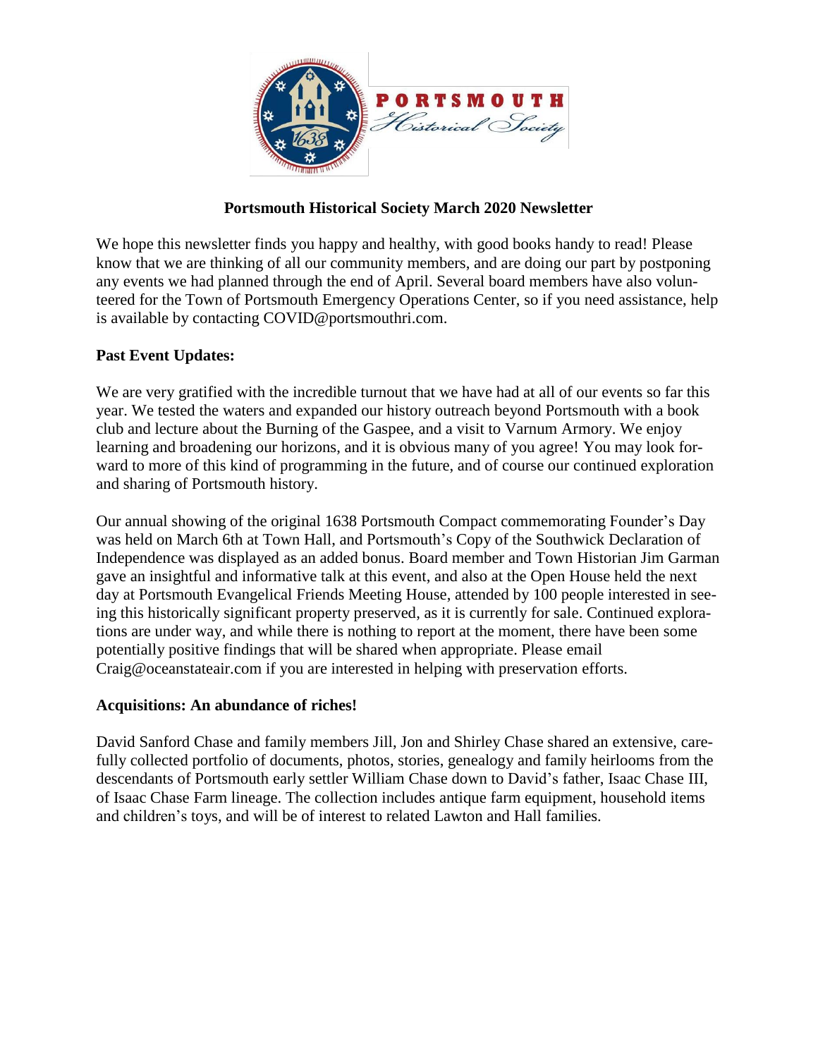# Portsmouth Historical Society March 2020 Newsletter

We hope this newsletter finds you happy and healthy, with good books handy to read! Please know that we are thinking of all our community members, and are doing our part by postponing any events we had planned through the end of April. Several board members have also volunteered for the Town of Portsmouth Emergency Operations Center, so if you need assistance, help is available by contacting COVID@portsmouthri.com.

## Past Event Updates:

We are very gratified with the incredible turnout that we have had at all of our events so far this year. We tested the waters and expanded our history outreach beyond Portsmouth with a book club and lecture about the Burning of the Gaspee, and a visit to Varnum Armory. We enjoy learning and broadening our horizons, and it is obvious many of you agree! You may look forward to more of this kind of programming in the future, and of course our continued exploration and sharing of Portsmouth history.

Our annual showing of the original 1638 Portsmouth Compact commemorating Founder's Day was held on March 6th at Town Hall, and Portsmouth's Copy of the Southwick Declaration of Independence was displayed as an added bonus. Board member and Town Historian Jim Garman gave an insightful and informative talk at this event, and also at the Open House held the next day at Portsmouth Evangelical Friends Meeting House, attended by 100 people interested in seeing this historically significant property preserved, as it is currently for sale. Continued explorations are under way, and while there is nothing to report at the moment, there have been some potentially positive findings that will be shared when appropriate. Please email Craig@oceanstateair.com if you are interested in helping with preservation efforts.

## Acquisitions: An abundance of riches!

David Sanford Chase and family members Jill, Jon and Shirley Chase shared an extensive, carefully collected portfolio of documents, photos, stories, genealogy and family heirlooms from the descendants of Portsmouth early settler William Chase down to David's father, Isaac Chase III, of Isaac Chase Farm lineage. The collection includes antique farm equipment, household items and children's toys, and will be of interest to related Lawton and Hall families.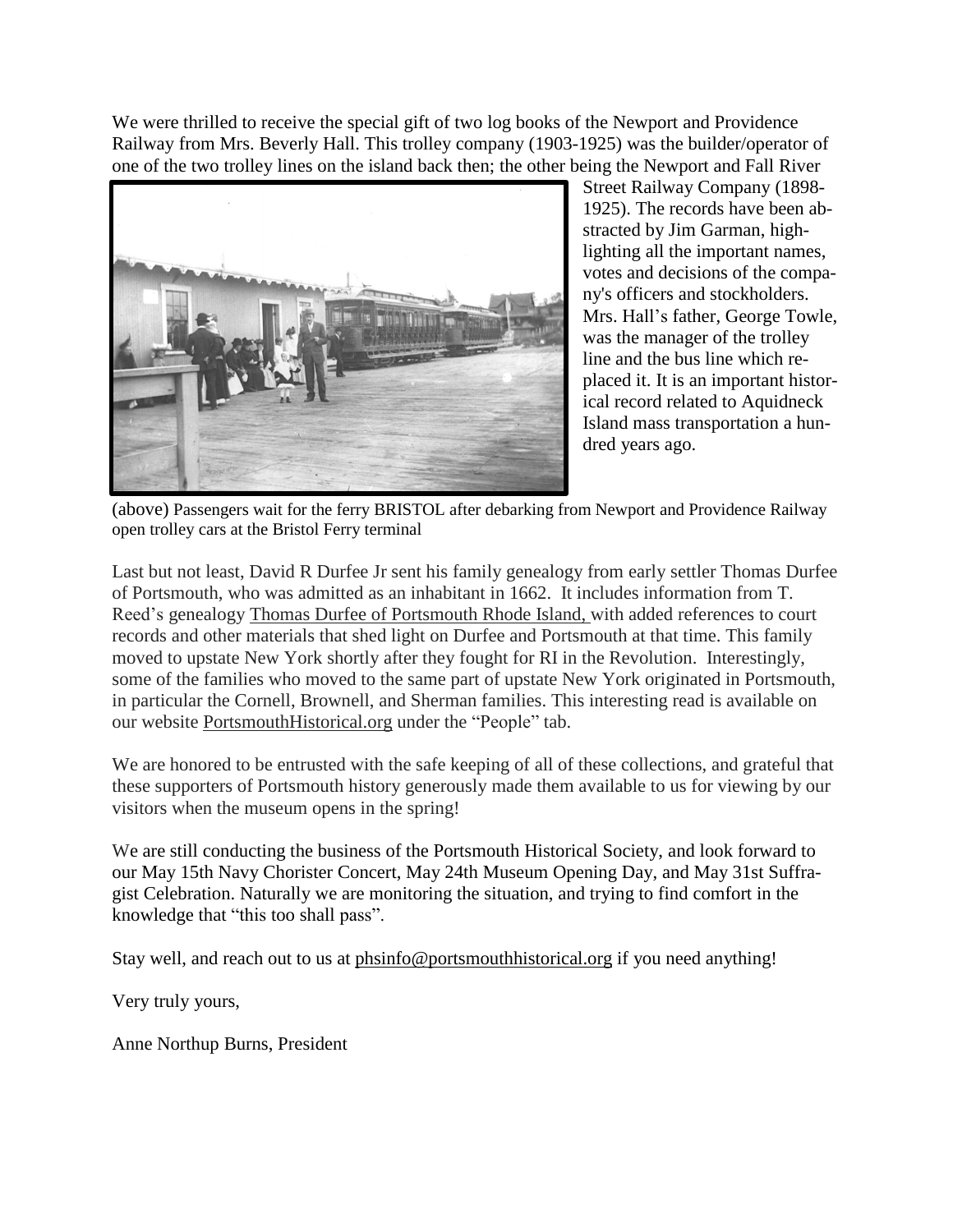We were thrilled to receive the special gift of two log books of the Newport and Providence Railway from Mrs. Beverly Hall. This trolley company (1903-1925) was the builder/operator of one of the two trolley lines on the island back then; the other being the Newport and Fall River Street Railway Company (1898-1925). The records have been abstracted by Jim Garman, highlighting all the important names, votes and decisions of the company's officers and stockholders. Mrs. Hall's father, George Towle, was the manager of the trolley line and the bus line which replaced it. It is an important historical record related to Aquidneck Island mass transportation a hundred years ago.

(above) Passengers wait for the ferry BRISTOL after debarking from Newport and Providence Railway open trolley cars at the Bristol Ferry terminal

Last but not least, David R Durfee Jr sent his family genealogy from early settler Thomas Durfee of Portsmouth, who was admitted as an inhabitant in 1662. It includes information from T. Reed's genealogy Thomas Durfee of Portsmouth Rhode Island, with added references to court records and other materials that shed light on Durfee and Portsmouth at that time. This family moved to upstate New York shortly after they fought for RI in the Revolution. Interestingly, some of the families who moved to the same part of upstate New York originated in Portsmouth, in particular the Cornell, Brownell, and Sherman families. This interesting read is available on our website PortsmouthHistorical.org under the "People" tab.

We are honored to be entrusted with the safe keeping of all of these collections, and grateful that these supporters of Portsmouth history generously made them available to us for viewing by our visitors when the museum opens in the spring!

We are still conducting the business of the Portsmouth Historical Society, and look forward to our May 15th Navy Chorister Concert, May 24th Museum Opening Day, and May 31st Suffragist Celebration. Naturally we are monitoring the situation, and trying to find comfort in the knowledge that "this too shall pass".

Stay well, and reach out to us at phsinfo@portsmouthhistorical.org if you need anything!

Very truly yours,

Anne Northup Burns, President